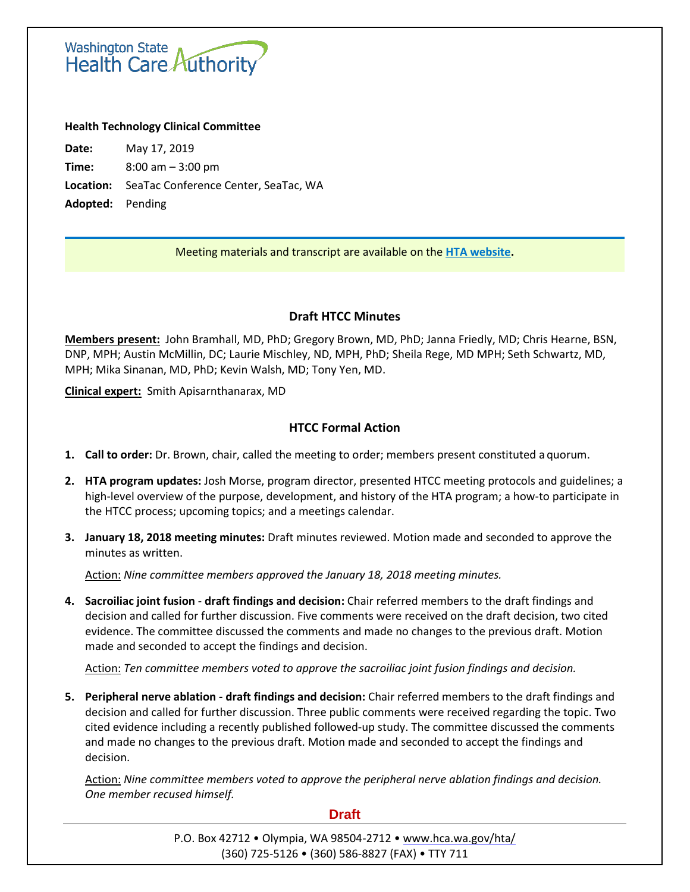Washington State Health Care Authority

**Health Technology Clinical Committee**

**Date:** May 17, 2019

**Time:** 8:00 am – 3:00 pm

**Location:** SeaTac Conference Center, SeaTac, WA

**Adopted:** Pending

Meeting materials and transcript are available on the **HTA website**.

## Draft HTCC Minutes

**Members present:** John Bramhall, MD, PhD; Gregory Brown, MD, PhD; Janna Friedly, MD; Chris Hearne, BSN, DNP, MPH; Austin McMillin, DC; Laurie Mischley, ND, MPH, PhD; Sheila Rege, MD MPH; Seth Schwartz, MD, MPH; Mika Sinanan, MD, PhD; Kevin Walsh, MD; Tony Yen, MD.

**Clinical expert:** Smith Apisarnthanarax, MD

## HTCC Formal Action

1. **Call to order:** Dr. Brown, chair, called the meeting to order; members present constituted a quorum.

2. **HTA program updates:** Josh Morse, program director, presented HTCC meeting protocols and guidelines; a high-level overview of the purpose, development, and history of the HTA program; a how-to participate in the HTCC process; upcoming topics; and a meetings calendar.

3. **January 18, 2018 meeting minutes:** Draft minutes reviewed. Motion made and seconded to approve the minutes as written.

   Action: *Nine committee members approved the January 18, 2018 meeting minutes.*

4. **Sacroiliac joint fusion** - **draft findings and decision:** Chair referred members to the draft findings and decision and called for further discussion. Five comments were received on the draft decision, two cited evidence. The committee discussed the comments and made no changes to the previous draft. Motion made and seconded to accept the findings and decision.

   Action: *Ten committee members voted to approve the sacroiliac joint fusion findings and decision.*

5. **Peripheral nerve ablation - draft findings and decision:** Chair referred members to the draft findings and decision and called for further discussion. Three public comments were received regarding the topic. Two cited evidence including a recently published followed-up study. The committee discussed the comments and made no changes to the previous draft. Motion made and seconded to accept the findings and decision.

   Action: *Nine committee members voted to approve the peripheral nerve ablation findings and decision. One member recused himself.*

Draft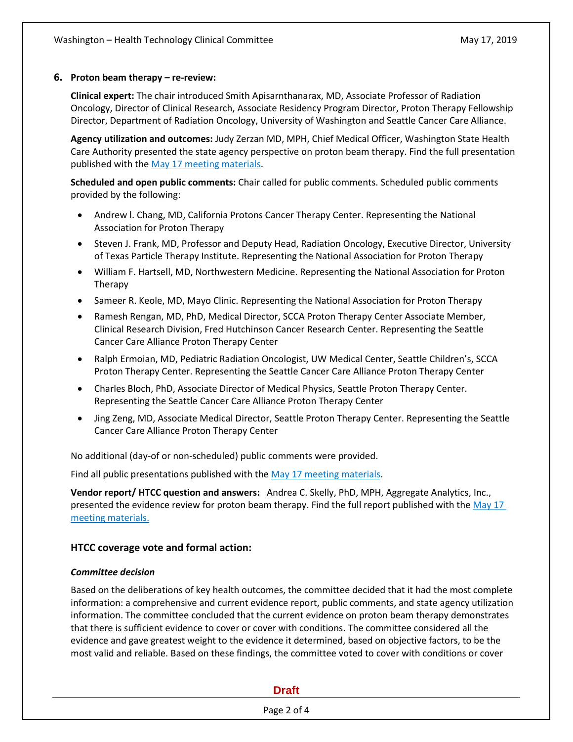## 6. Proton beam therapy – re-review:

**Clinical expert:** The chair introduced Smith Apisarnthanarax, MD, Associate Professor of Radiation Oncology, Director of Clinical Research, Associate Residency Program Director, Proton Therapy Fellowship Director, Department of Radiation Oncology, University of Washington and Seattle Cancer Care Alliance.

**Agency utilization and outcomes:** Judy Zerzan MD, MPH, Chief Medical Officer, Washington State Health Care Authority presented the state agency perspective on proton beam therapy. Find the full presentation published with the [May 17 meeting materials](#).

**Scheduled and open public comments:** Chair called for public comments. Scheduled public comments provided by the following:

- Andrew l. Chang, MD, California Protons Cancer Therapy Center. Representing the National Association for Proton Therapy
- Steven J. Frank, MD, Professor and Deputy Head, Radiation Oncology, Executive Director, University of Texas Particle Therapy Institute. Representing the National Association for Proton Therapy
- William F. Hartsell, MD, Northwestern Medicine. Representing the National Association for Proton Therapy
- Sameer R. Keole, MD, Mayo Clinic. Representing the National Association for Proton Therapy
- Ramesh Rengan, MD, PhD, Medical Director, SCCA Proton Therapy Center Associate Member, Clinical Research Division, Fred Hutchinson Cancer Research Center. Representing the Seattle Cancer Care Alliance Proton Therapy Center
- Ralph Ermoian, MD, Pediatric Radiation Oncologist, UW Medical Center, Seattle Children's, SCCA Proton Therapy Center. Representing the Seattle Cancer Care Alliance Proton Therapy Center
- Charles Bloch, PhD, Associate Director of Medical Physics, Seattle Proton Therapy Center. Representing the Seattle Cancer Care Alliance Proton Therapy Center
- Jing Zeng, MD, Associate Medical Director, Seattle Proton Therapy Center. Representing the Seattle Cancer Care Alliance Proton Therapy Center

No additional (day-of or non-scheduled) public comments were provided.

Find all public presentations published with the [May 17 meeting materials](#).

**Vendor report/ HTCC question and answers:** Andrea C. Skelly, PhD, MPH, Aggregate Analytics, Inc., presented the evidence review for proton beam therapy. Find the full report published with the [May 17 meeting materials.](#)

### HTCC coverage vote and formal action:

***Committee decision***

Based on the deliberations of key health outcomes, the committee decided that it had the most complete information: a comprehensive and current evidence report, public comments, and state agency utilization information. The committee concluded that the current evidence on proton beam therapy demonstrates that there is sufficient evidence to cover or cover with conditions. The committee considered all the evidence and gave greatest weight to the evidence it determined, based on objective factors, to be the most valid and reliable. Based on these findings, the committee voted to cover with conditions or cover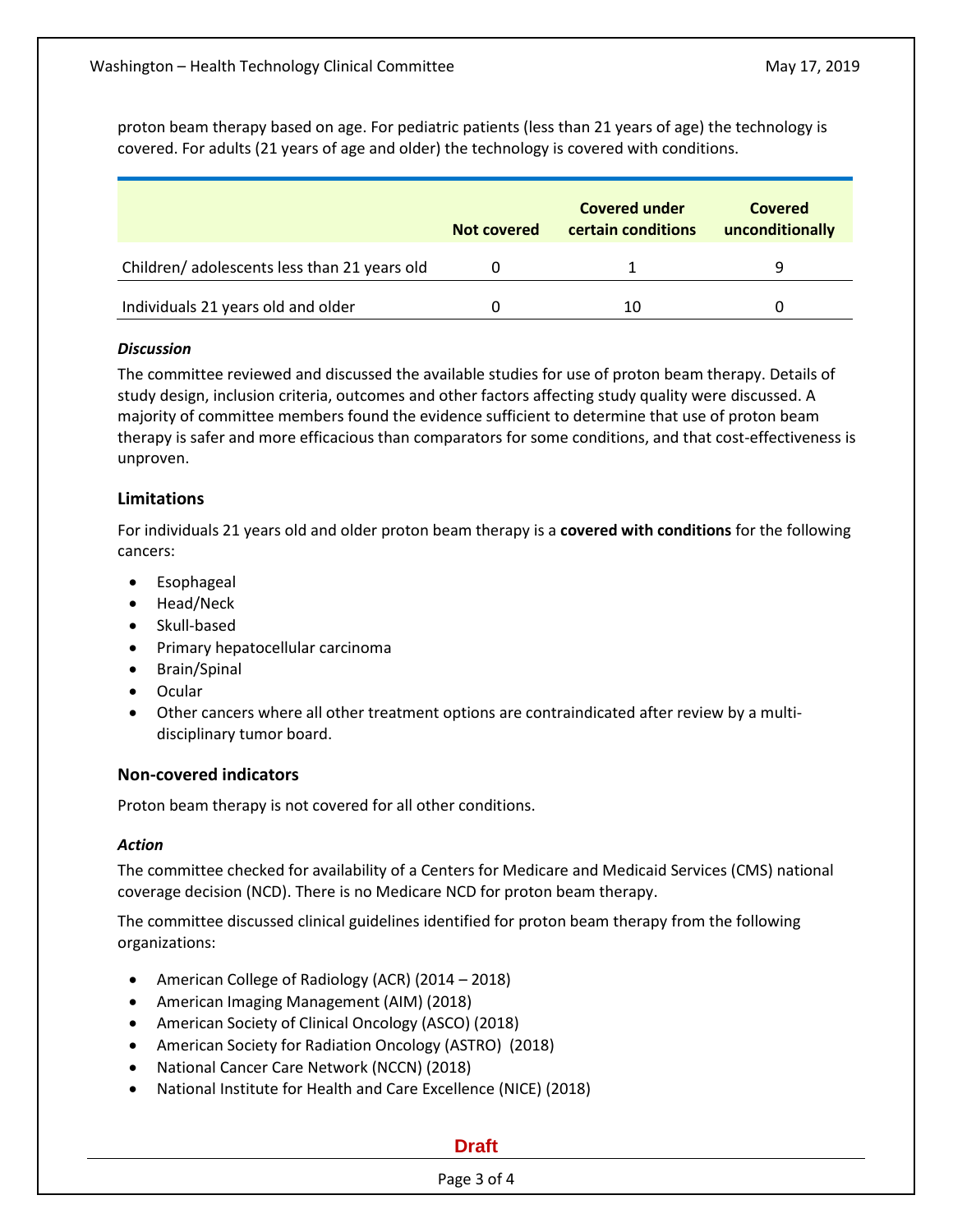proton beam therapy based on age. For pediatric patients (less than 21 years of age) the technology is covered. For adults (21 years of age and older) the technology is covered with conditions.

| | Not covered | Covered under certain conditions | Covered unconditionally |
|---|---|---|---|
| Children/ adolescents less than 21 years old | 0 | 1 | 9 |
| Individuals 21 years old and older | 0 | 10 | 0 |

***Discussion***

The committee reviewed and discussed the available studies for use of proton beam therapy. Details of study design, inclusion criteria, outcomes and other factors affecting study quality were discussed. A majority of committee members found the evidence sufficient to determine that use of proton beam therapy is safer and more efficacious than comparators for some conditions, and that cost-effectiveness is unproven.

### Limitations

For individuals 21 years old and older proton beam therapy is a **covered with conditions** for the following cancers:

- Esophageal
- Head/Neck
- Skull-based
- Primary hepatocellular carcinoma
- Brain/Spinal
- Ocular
- Other cancers where all other treatment options are contraindicated after review by a multi-disciplinary tumor board.

### Non-covered indicators

Proton beam therapy is not covered for all other conditions.

***Action***

The committee checked for availability of a Centers for Medicare and Medicaid Services (CMS) national coverage decision (NCD). There is no Medicare NCD for proton beam therapy.

The committee discussed clinical guidelines identified for proton beam therapy from the following organizations:

- American College of Radiology (ACR) (2014 – 2018)
- American Imaging Management (AIM) (2018)
- American Society of Clinical Oncology (ASCO) (2018)
- American Society for Radiation Oncology (ASTRO) (2018)
- National Cancer Care Network (NCCN) (2018)
- National Institute for Health and Care Excellence (NICE) (2018)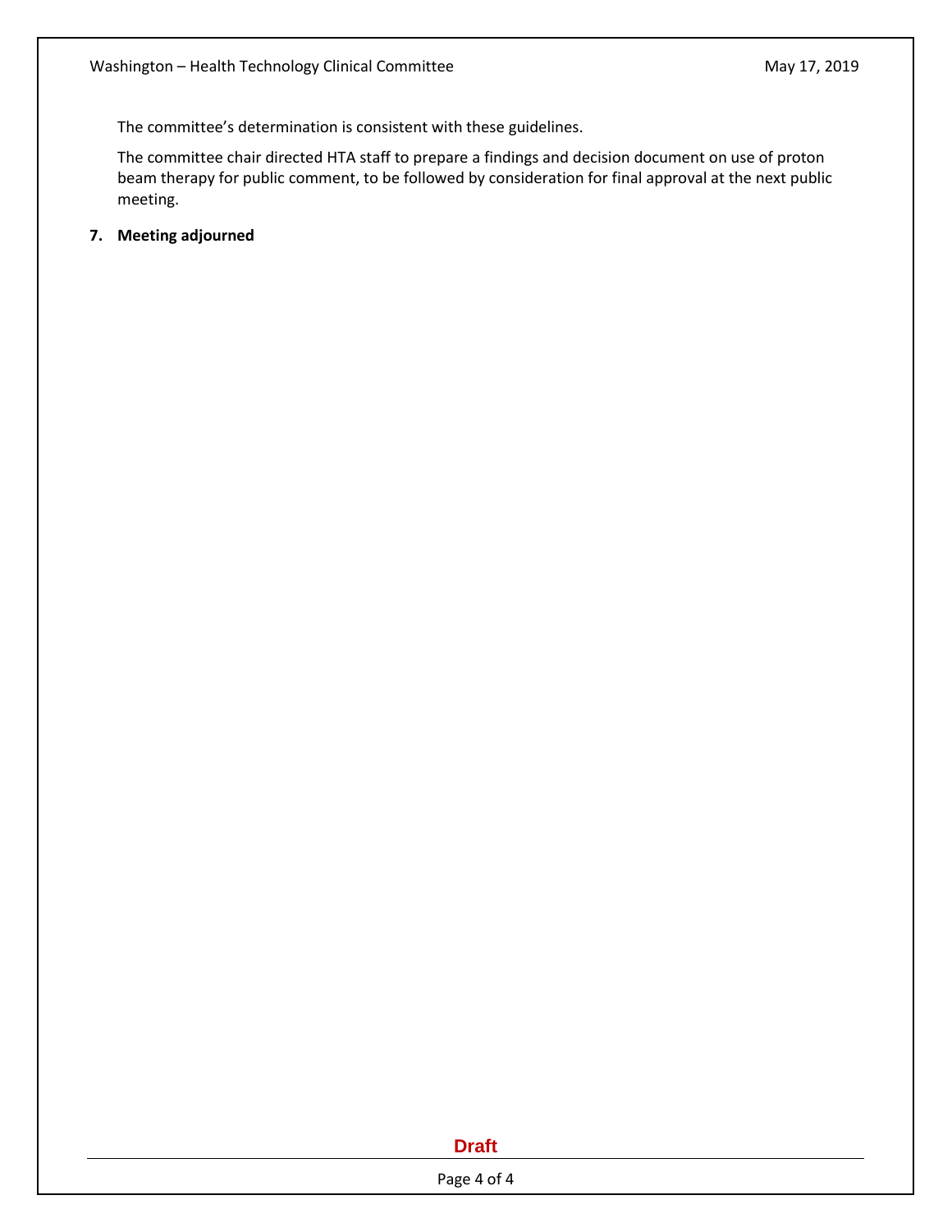The committee's determination is consistent with these guidelines.

The committee chair directed HTA staff to prepare a findings and decision document on use of proton beam therapy for public comment, to be followed by consideration for final approval at the next public meeting.

7. **Meeting adjourned**

Draft